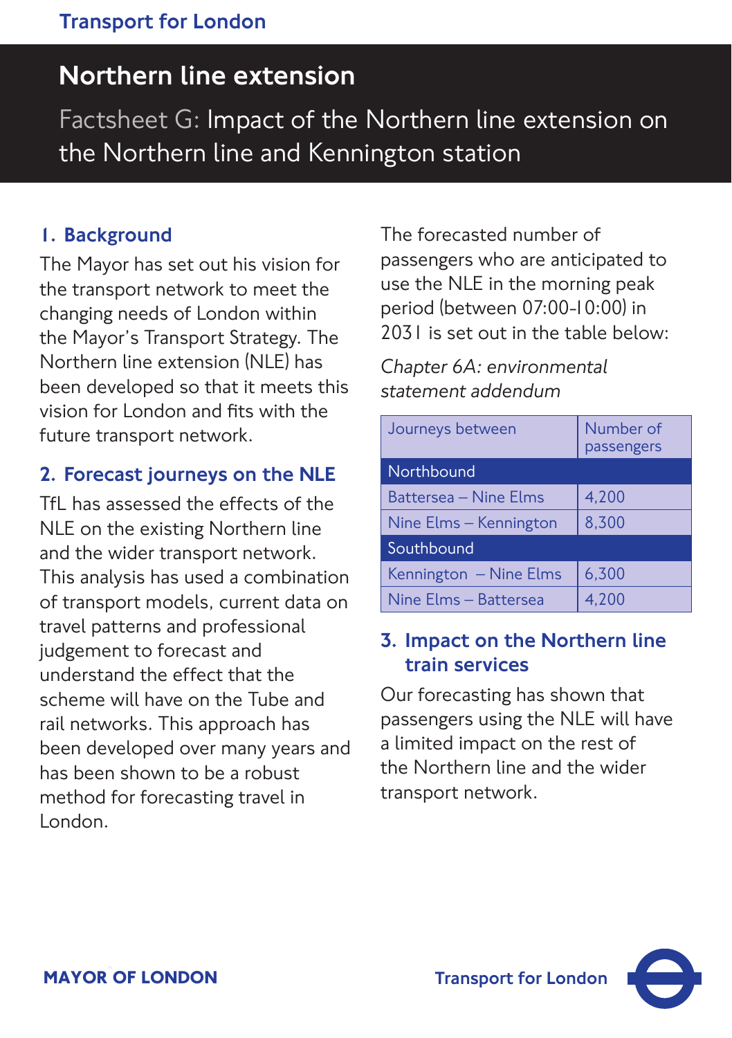# Northern line extension

## Factsheet G: Impact of the Northern line extension on the Northern line and Kennington station

### 1. Background

The Mayor has set out his vision for the transport network to meet the changing needs of London within the Mayor's Transport Strategy. The Northern line extension (NLE) has been developed so that it meets this vision for London and fits with the future transport network.

### 2. Forecast journeys on the NLE

TfL has assessed the effects of the NLE on the existing Northern line and the wider transport network. This analysis has used a combination of transport models, current data on travel patterns and professional judgement to forecast and understand the effect that the scheme will have on the Tube and rail networks. This approach has been developed over many years and has been shown to be a robust method for forecasting travel in London.

The forecasted number of passengers who are anticipated to use the NLE in the morning peak period (between 07:00-10:00) in 2031 is set out in the table below:

*Chapter 6A: environmental statement addendum*

| Journeys between | Number of passengers |
|---|---|
| **Northbound** | |
| Battersea – Nine Elms | 4,200 |
| Nine Elms – Kennington | 8,300 |
| **Southbound** | |
| Kennington – Nine Elms | 6,300 |
| Nine Elms – Battersea | 4,200 |

### 3. Impact on the Northern line train services

Our forecasting has shown that passengers using the NLE will have a limited impact on the rest of the Northern line and the wider transport network.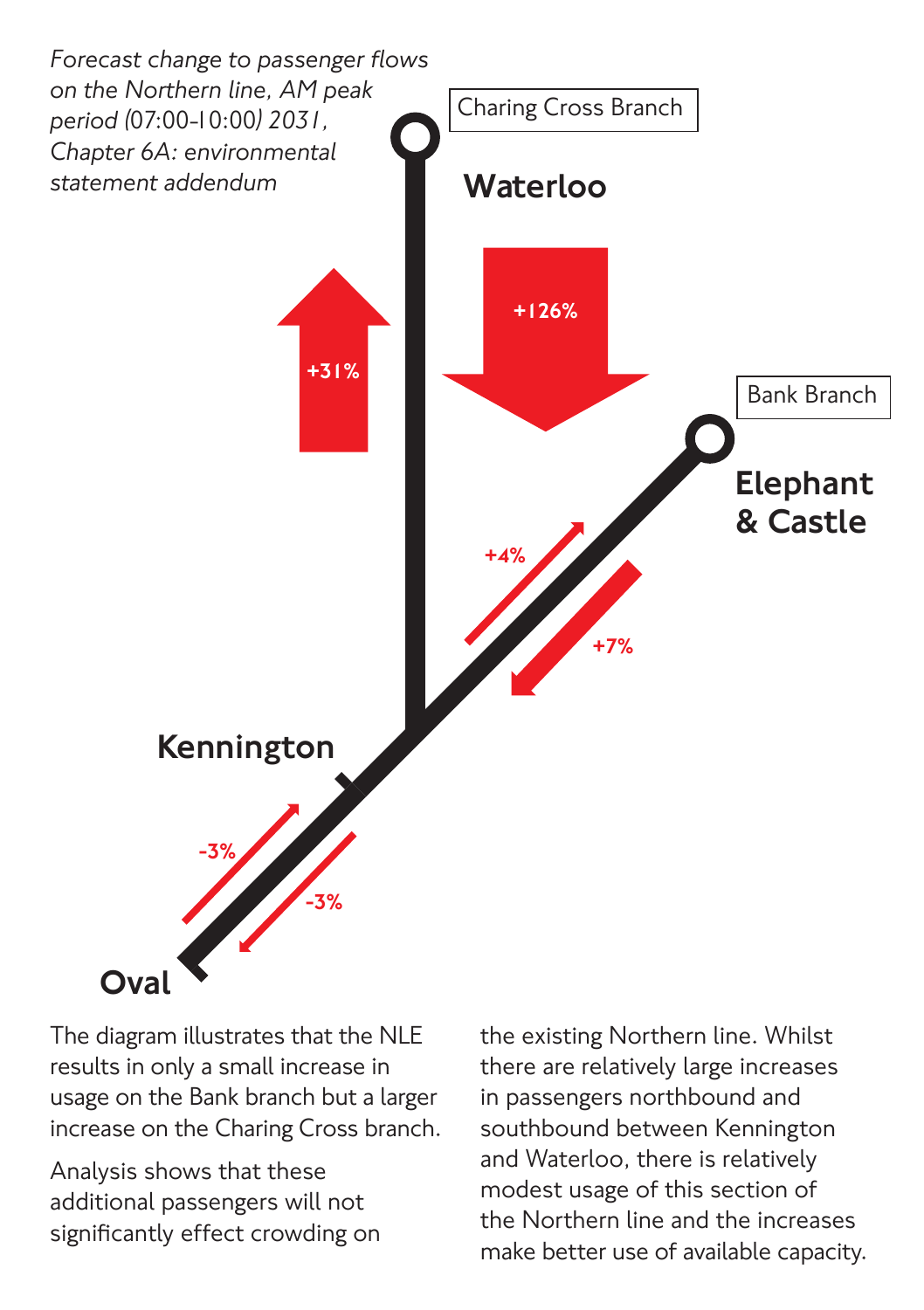*Forecast change to passenger flows on the Northern line, AM peak period (07:00-10:00) 2031, Chapter 6A: environmental statement addendum*

Charing Cross Branch

**Waterloo**

+31%

+126%

Bank Branch

**Elephant & Castle**

+4%

+7%

**Kennington**

-3%

-3%

**Oval**

The diagram illustrates that the NLE results in only a small increase in usage on the Bank branch but a larger increase on the Charing Cross branch.

Analysis shows that these additional passengers will not significantly effect crowding on the existing Northern line. Whilst there are relatively large increases in passengers northbound and southbound between Kennington and Waterloo, there is relatively modest usage of this section of the Northern line and the increases make better use of available capacity.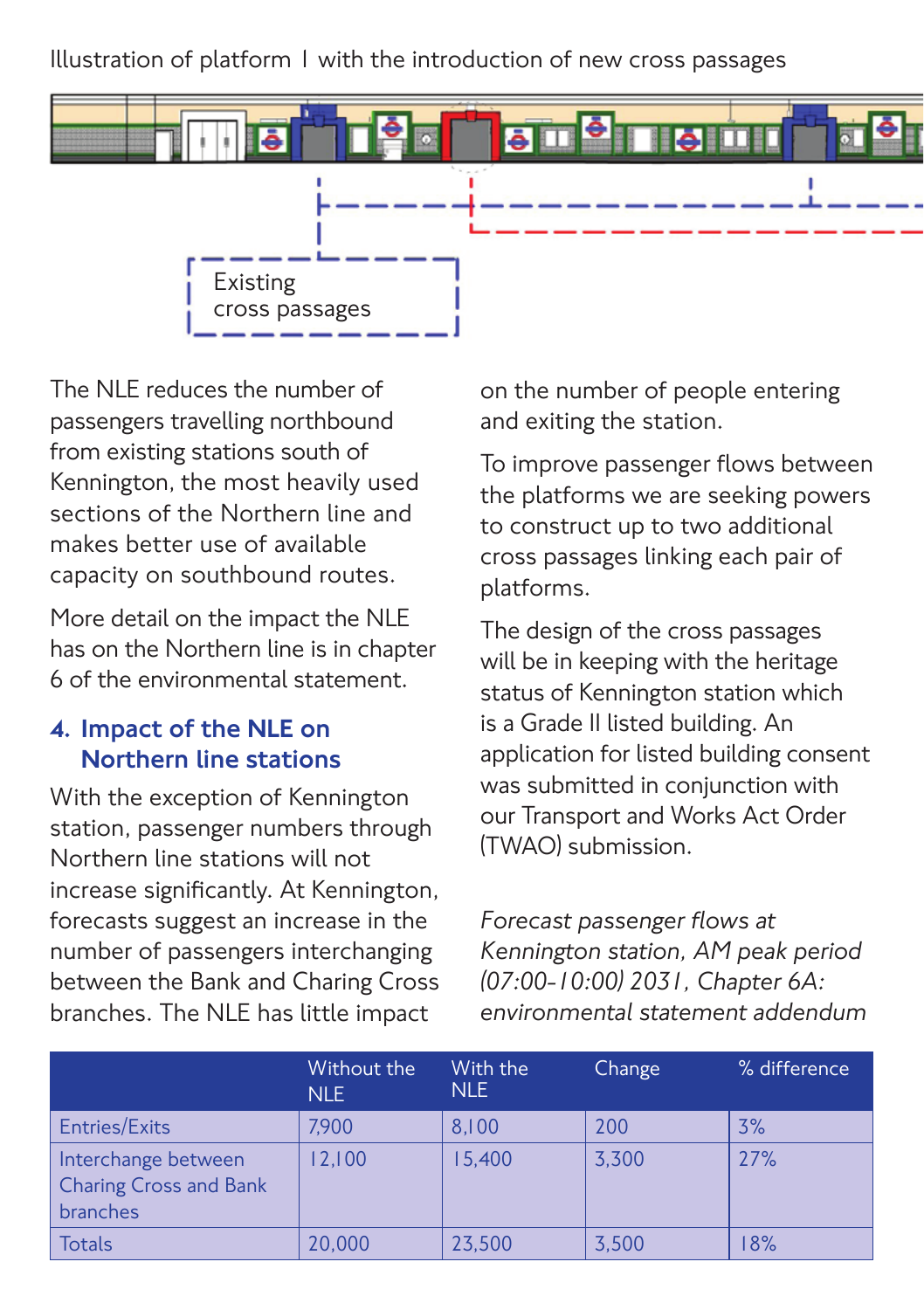Illustration of platform 1 with the introduction of new cross passages

Existing cross passages

The NLE reduces the number of passengers travelling northbound from existing stations south of Kennington, the most heavily used sections of the Northern line and makes better use of available capacity on southbound routes.

More detail on the impact the NLE has on the Northern line is in chapter 6 of the environmental statement.

## 4. Impact of the NLE on Northern line stations

With the exception of Kennington station, passenger numbers through Northern line stations will not increase significantly. At Kennington, forecasts suggest an increase in the number of passengers interchanging between the Bank and Charing Cross branches. The NLE has little impact on the number of people entering and exiting the station.

To improve passenger flows between the platforms we are seeking powers to construct up to two additional cross passages linking each pair of platforms.

The design of the cross passages will be in keeping with the heritage status of Kennington station which is a Grade II listed building. An application for listed building consent was submitted in conjunction with our Transport and Works Act Order (TWAO) submission.

*Forecast passenger flows at Kennington station, AM peak period (07:00-10:00) 2031, Chapter 6A: environmental statement addendum*

| | Without the NLE | With the NLE | Change | % difference |
|---|---|---|---|---|
| Entries/Exits | 7,900 | 8,100 | 200 | 3% |
| Interchange between Charing Cross and Bank branches | 12,100 | 15,400 | 3,300 | 27% |
| Totals | 20,000 | 23,500 | 3,500 | 18% |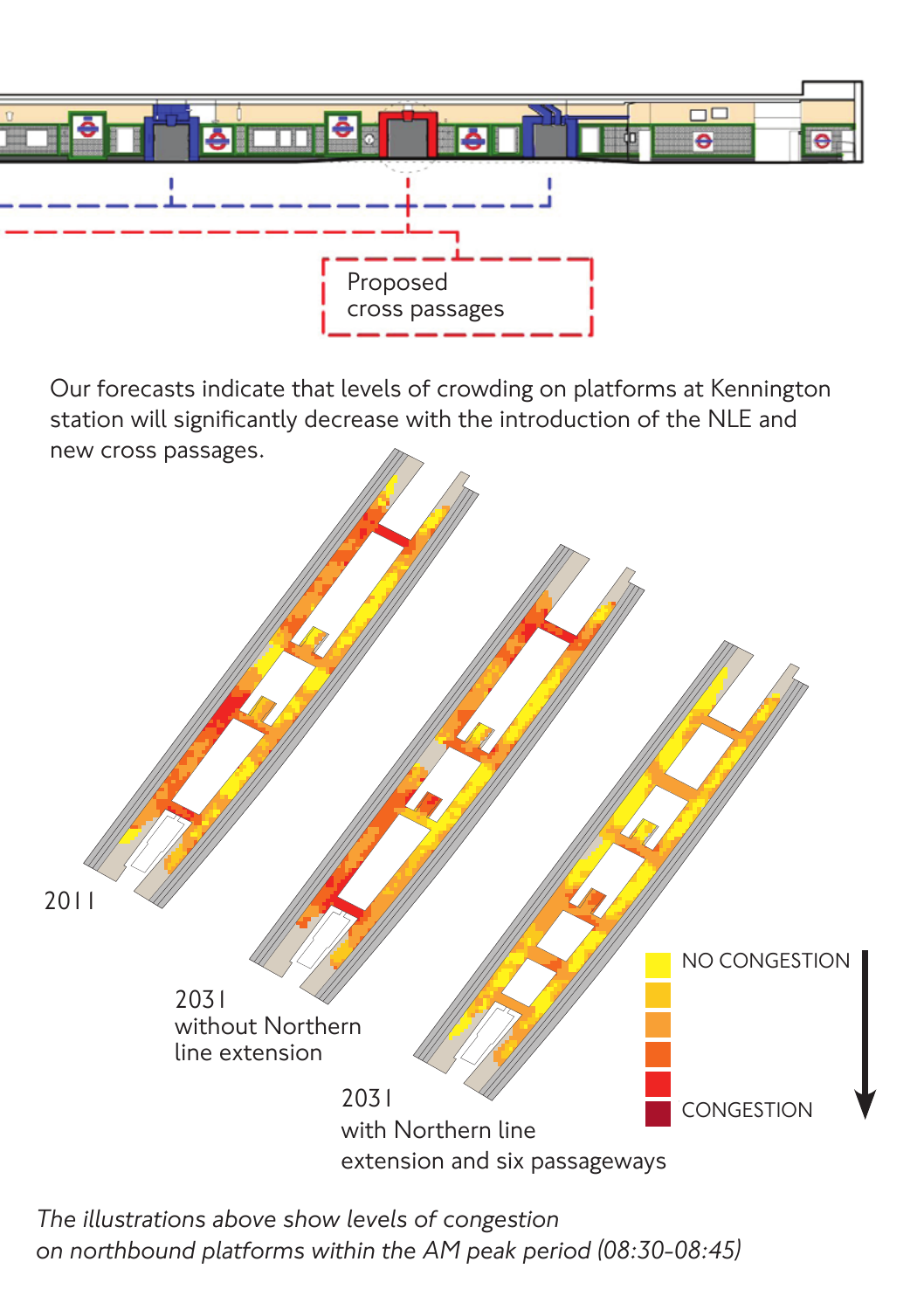Proposed cross passages

Our forecasts indicate that levels of crowding on platforms at Kennington station will significantly decrease with the introduction of the NLE and new cross passages.

2011

2031 without Northern line extension

2031 with Northern line extension and six passageways

NO CONGESTION

CONGESTION

*The illustrations above show levels of congestion on northbound platforms within the AM peak period (08:30-08:45)*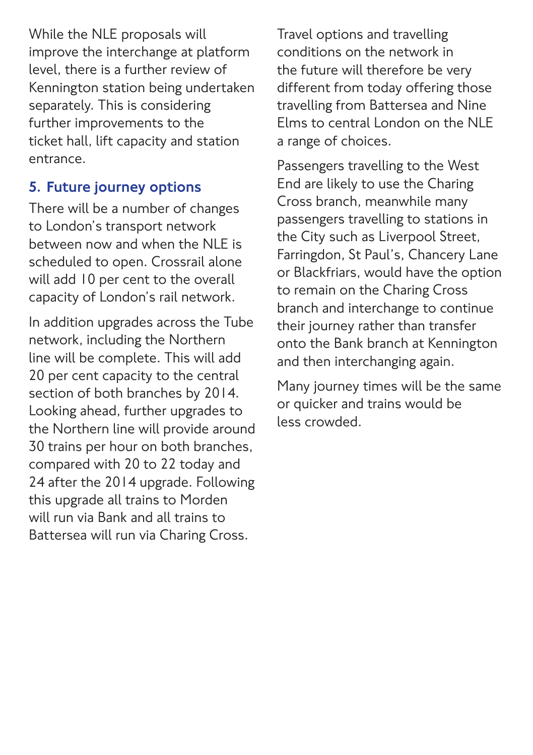While the NLE proposals will improve the interchange at platform level, there is a further review of Kennington station being undertaken separately. This is considering further improvements to the ticket hall, lift capacity and station entrance.

## 5. Future journey options

There will be a number of changes to London's transport network between now and when the NLE is scheduled to open. Crossrail alone will add 10 per cent to the overall capacity of London's rail network.

In addition upgrades across the Tube network, including the Northern line will be complete. This will add 20 per cent capacity to the central section of both branches by 2014. Looking ahead, further upgrades to the Northern line will provide around 30 trains per hour on both branches, compared with 20 to 22 today and 24 after the 2014 upgrade. Following this upgrade all trains to Morden will run via Bank and all trains to Battersea will run via Charing Cross.

Travel options and travelling conditions on the network in the future will therefore be very different from today offering those travelling from Battersea and Nine Elms to central London on the NLE a range of choices.

Passengers travelling to the West End are likely to use the Charing Cross branch, meanwhile many passengers travelling to stations in the City such as Liverpool Street, Farringdon, St Paul's, Chancery Lane or Blackfriars, would have the option to remain on the Charing Cross branch and interchange to continue their journey rather than transfer onto the Bank branch at Kennington and then interchanging again.

Many journey times will be the same or quicker and trains would be less crowded.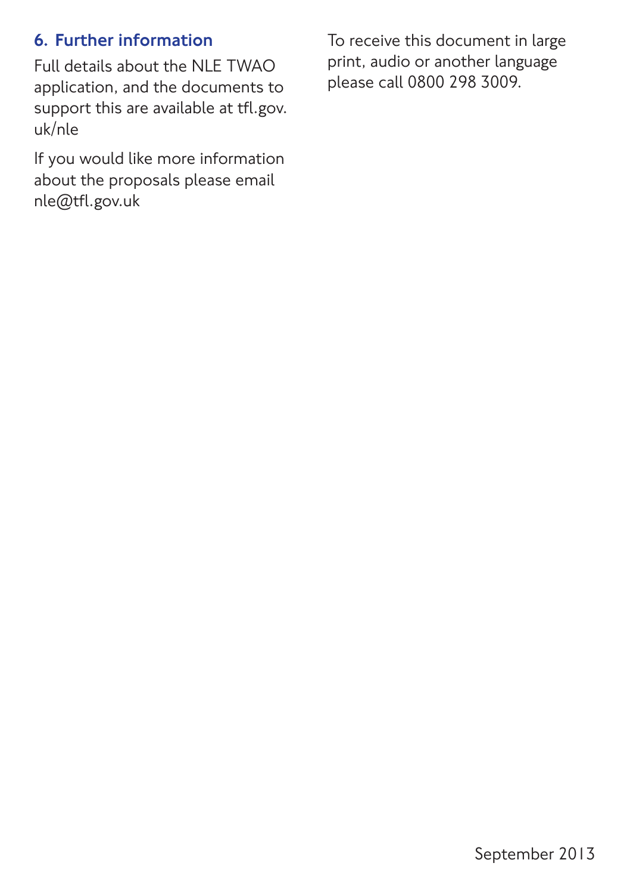## 6. Further information

Full details about the NLE TWAO application, and the documents to support this are available at tfl.gov.uk/nle

If you would like more information about the proposals please email nle@tfl.gov.uk

To receive this document in large print, audio or another language please call 0800 298 3009.

September 2013